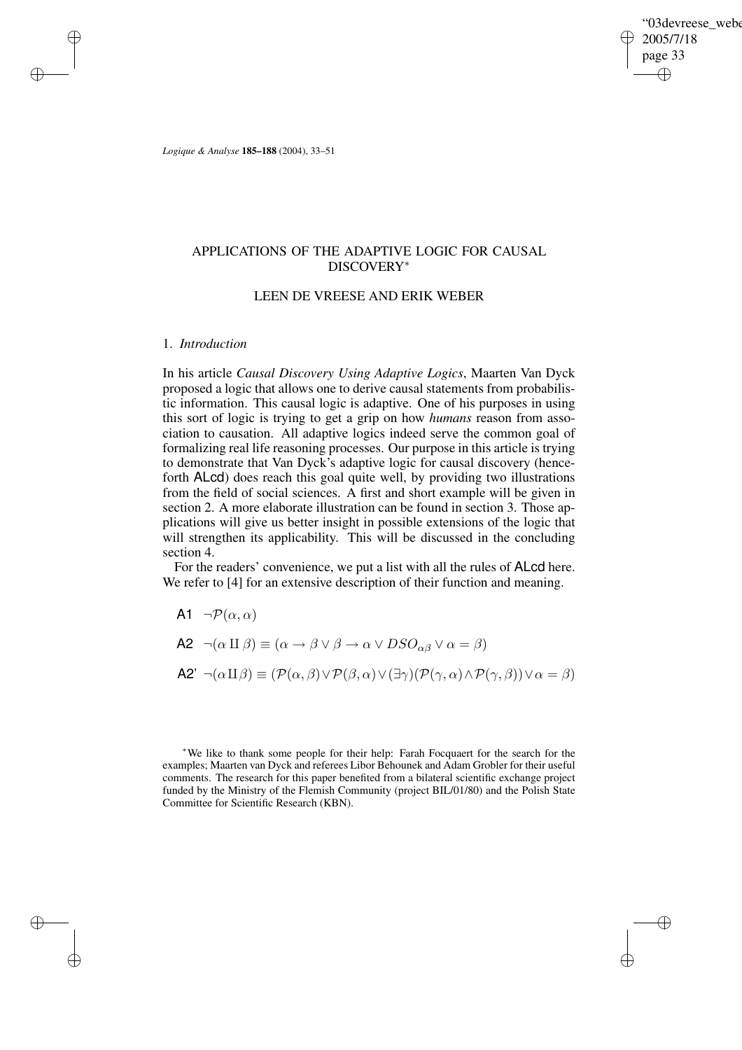*Logique & Analyse* **185–188** (2004), 33–51

# APPLICATIONS OF THE ADAPTIVE LOGIC FOR CAUSAL DISCOVERY*

## LEEN DE VREESE AND ERIK WEBER

### 1. *Introduction*

In his article *Causal Discovery Using Adaptive Logics*, Maarten Van Dyck proposed a logic that allows one to derive causal statements from probabilistic information. This causal logic is adaptive. One of his purposes in using this sort of logic is trying to get a grip on how *humans* reason from association to causation. All adaptive logics indeed serve the common goal of formalizing real life reasoning processes. Our purpose in this article is trying to demonstrate that Van Dyck's adaptive logic for causal discovery (henceforth ALcd) does reach this goal quite well, by providing two illustrations from the field of social sciences. A first and short example will be given in section 2. A more elaborate illustration can be found in section 3. Those applications will give us better insight in possible extensions of the logic that will strengthen its applicability. This will be discussed in the concluding section 4.

For the readers' convenience, we put a list with all the rules of ALcd here. We refer to [4] for an extensive description of their function and meaning.

A1 $\neg\mathcal{P}(\alpha, \alpha)$

A2 $\neg(\alpha \amalg \beta) \equiv (\alpha \rightarrow \beta \vee \beta \rightarrow \alpha \vee DSO_{\alpha\beta} \vee \alpha = \beta)$

A2' $\neg(\alpha \amalg \beta) \equiv (\mathcal{P}(\alpha, \beta) \vee \mathcal{P}(\beta, \alpha) \vee (\exists\gamma)(\mathcal{P}(\gamma, \alpha) \wedge \mathcal{P}(\gamma, \beta)) \vee \alpha = \beta)$

*We like to thank some people for their help: Farah Focquaert for the search for the examples; Maarten van Dyck and referees Libor Behounek and Adam Grobler for their useful comments. The research for this paper benefited from a bilateral scientific exchange project funded by the Ministry of the Flemish Community (project BIL/01/80) and the Polish State Committee for Scientific Research (KBN).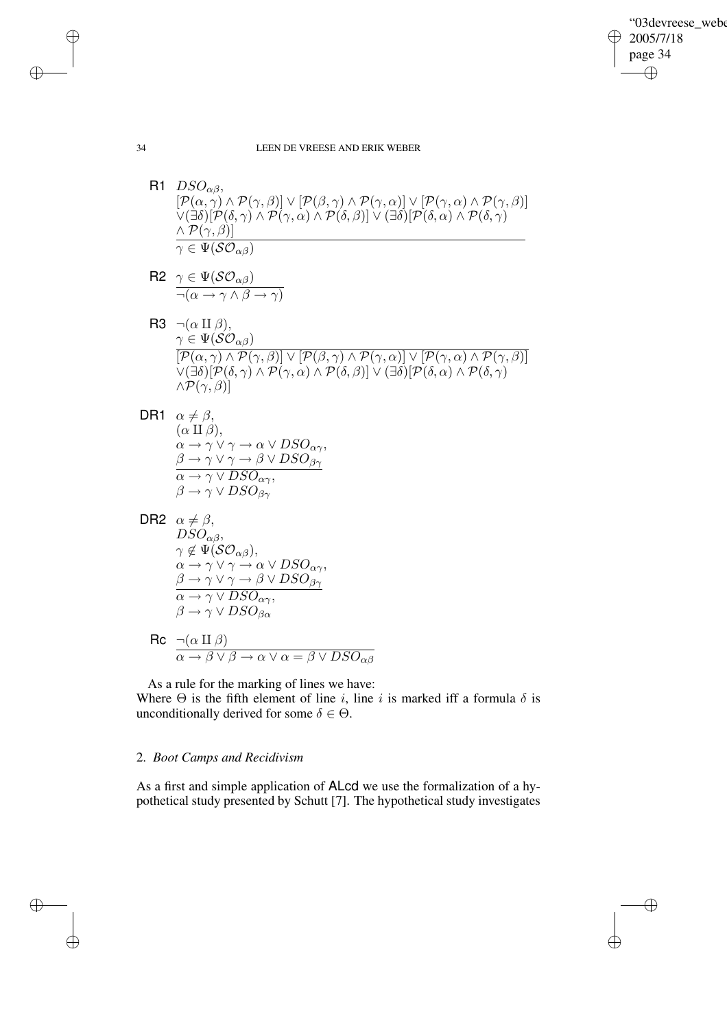**R1** $DSO_{\alpha\beta}$,
$[\mathcal{P}(\alpha,\gamma) \wedge \mathcal{P}(\gamma,\beta)] \vee [\mathcal{P}(\beta,\gamma) \wedge \mathcal{P}(\gamma,\alpha)] \vee [\mathcal{P}(\gamma,\alpha) \wedge \mathcal{P}(\gamma,\beta)]$
$\vee (\exists\delta)[\mathcal{P}(\delta,\gamma) \wedge \mathcal{P}(\gamma,\alpha) \wedge \mathcal{P}(\delta,\beta)] \vee (\exists\delta)[\mathcal{P}(\delta,\alpha) \wedge \mathcal{P}(\delta,\gamma)$
$\wedge\, \mathcal{P}(\gamma,\beta)]$

$$\overline{\gamma \in \Psi(\mathcal{SO}_{\alpha\beta})}$$

**R2**
$$\frac{\gamma \in \Psi(\mathcal{SO}_{\alpha\beta})}{\neg(\alpha \rightarrow \gamma \wedge \beta \rightarrow \gamma)}$$

**R3** $\neg(\alpha \amalg \beta)$,
$\gamma \in \Psi(\mathcal{SO}_{\alpha\beta})$

$\overline{[\mathcal{P}(\alpha,\gamma) \wedge \mathcal{P}(\gamma,\beta)] \vee [\mathcal{P}(\beta,\gamma) \wedge \mathcal{P}(\gamma,\alpha)] \vee [\mathcal{P}(\gamma,\alpha) \wedge \mathcal{P}(\gamma,\beta)]}$
$\vee (\exists\delta)[\mathcal{P}(\delta,\gamma) \wedge \mathcal{P}(\gamma,\alpha) \wedge \mathcal{P}(\delta,\beta)] \vee (\exists\delta)[\mathcal{P}(\delta,\alpha) \wedge \mathcal{P}(\delta,\gamma)$
$\wedge \mathcal{P}(\gamma,\beta)]$

**DR1** $\alpha \neq \beta$,
$(\alpha \amalg \beta)$,
$\alpha \rightarrow \gamma \vee \gamma \rightarrow \alpha \vee DSO_{\alpha\gamma}$,
$\beta \rightarrow \gamma \vee \gamma \rightarrow \beta \vee DSO_{\beta\gamma}$

$\overline{\alpha \rightarrow \gamma \vee DSO_{\alpha\gamma},}$
$\beta \rightarrow \gamma \vee DSO_{\beta\gamma}$

**DR2** $\alpha \neq \beta$,
$DSO_{\alpha\beta}$,
$\gamma \notin \Psi(\mathcal{SO}_{\alpha\beta})$,
$\alpha \rightarrow \gamma \vee \gamma \rightarrow \alpha \vee DSO_{\alpha\gamma}$,
$\beta \rightarrow \gamma \vee \gamma \rightarrow \beta \vee DSO_{\beta\gamma}$

$\overline{\alpha \rightarrow \gamma \vee DSO_{\alpha\gamma},}$
$\beta \rightarrow \gamma \vee DSO_{\beta\alpha}$

**Rc**
$$\frac{\neg(\alpha \amalg \beta)}{\alpha \rightarrow \beta \vee \beta \rightarrow \alpha \vee \alpha = \beta \vee DSO_{\alpha\beta}}$$

As a rule for the marking of lines we have:
Where $\Theta$ is the fifth element of line $i$, line $i$ is marked iff a formula $\delta$ is unconditionally derived for some $\delta \in \Theta$.

## 2. *Boot Camps and Recidivism*

As a first and simple application of ALcd we use the formalization of a hypothetical study presented by Schutt [7]. The hypothetical study investigates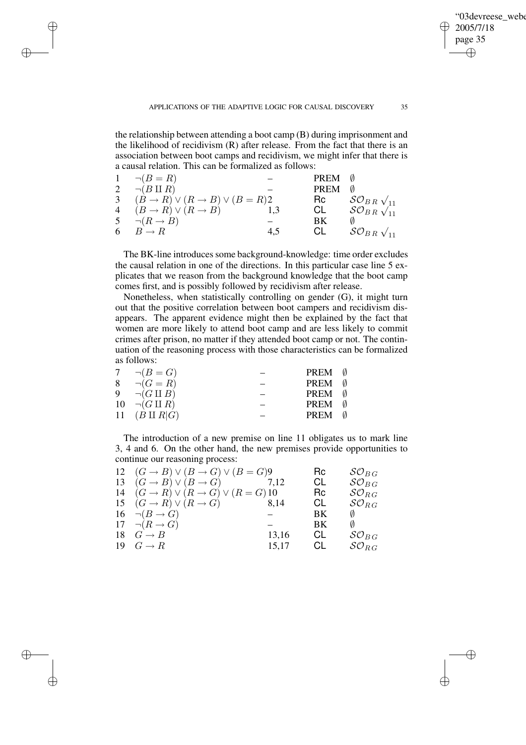the relationship between attending a boot camp (B) during imprisonment and the likelihood of recidivism (R) after release. From the fact that there is an association between boot camps and recidivism, we might infer that there is a causal relation. This can be formalized as follows:

| | | | | |
|---|---|---|---|---|
| 1 | $\neg(B = R)$ | – | PREM | $\emptyset$ |
| 2 | $\neg(B \amalg R)$ | – | PREM | $\emptyset$ |
| 3 | $(B \to R) \vee (R \to B) \vee (B = R)$ | 2 | Rc | $\mathcal{SO}_{BR} \surd_{11}$ |
| 4 | $(B \to R) \vee (R \to B)$ | 1,3 | CL | $\mathcal{SO}_{BR} \surd_{11}$ |
| 5 | $\neg(R \to B)$ | – | BK | $\emptyset$ |
| 6 | $B \to R$ | 4,5 | CL | $\mathcal{SO}_{BR} \surd_{11}$ |

The BK-line introduces some background-knowledge: time order excludes the causal relation in one of the directions. In this particular case line 5 explicates that we reason from the background knowledge that the boot camp comes first, and is possibly followed by recidivism after release.

Nonetheless, when statistically controlling on gender (G), it might turn out that the positive correlation between boot campers and recidivism disappears. The apparent evidence might then be explained by the fact that women are more likely to attend boot camp and are less likely to commit crimes after prison, no matter if they attended boot camp or not. The continuation of the reasoning process with those characteristics can be formalized as follows:

| | | | | |
|---|---|---|---|---|
| 7 | $\neg(B = G)$ | – | PREM | $\emptyset$ |
| 8 | $\neg(G = R)$ | – | PREM | $\emptyset$ |
| 9 | $\neg(G \amalg B)$ | – | PREM | $\emptyset$ |
| 10 | $\neg(G \amalg R)$ | – | PREM | $\emptyset$ |
| 11 | $(B \amalg R \mid G)$ | – | PREM | $\emptyset$ |

The introduction of a new premise on line 11 obligates us to mark line 3, 4 and 6. On the other hand, the new premises provide opportunities to continue our reasoning process:

| | | | | |
|---|---|---|---|---|
| 12 | $(G \to B) \vee (B \to G) \vee (B = G)$ | 9 | Rc | $\mathcal{SO}_{BG}$ |
| 13 | $(G \to B) \vee (B \to G)$ | 7,12 | CL | $\mathcal{SO}_{BG}$ |
| 14 | $(G \to R) \vee (R \to G) \vee (R = G)$ | 10 | Rc | $\mathcal{SO}_{RG}$ |
| 15 | $(G \to R) \vee (R \to G)$ | 8,14 | CL | $\mathcal{SO}_{RG}$ |
| 16 | $\neg(B \to G)$ | – | BK | $\emptyset$ |
| 17 | $\neg(R \to G)$ | – | BK | $\emptyset$ |
| 18 | $G \to B$ | 13,16 | CL | $\mathcal{SO}_{BG}$ |
| 19 | $G \to R$ | 15,17 | CL | $\mathcal{SO}_{RG}$ |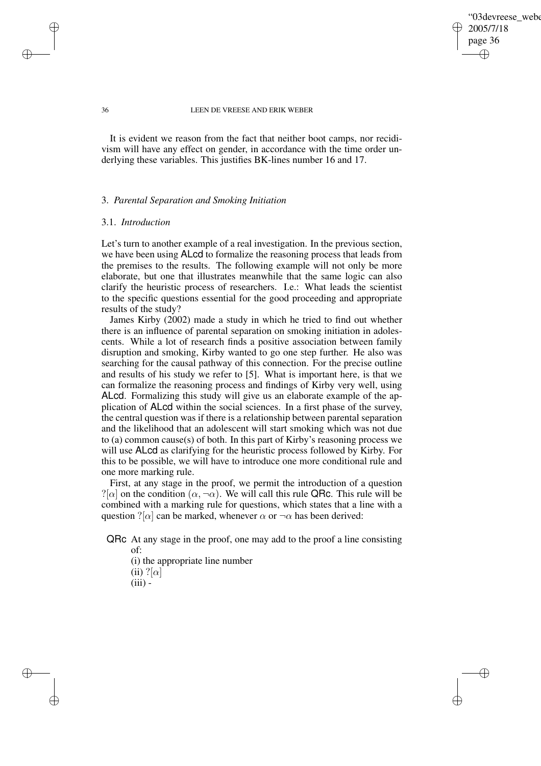It is evident we reason from the fact that neither boot camps, nor recidivism will have any effect on gender, in accordance with the time order underlying these variables. This justifies BK-lines number 16 and 17.

## 3. *Parental Separation and Smoking Initiation*

### 3.1. *Introduction*

Let's turn to another example of a real investigation. In the previous section, we have been using ALcd to formalize the reasoning process that leads from the premises to the results. The following example will not only be more elaborate, but one that illustrates meanwhile that the same logic can also clarify the heuristic process of researchers. I.e.: What leads the scientist to the specific questions essential for the good proceeding and appropriate results of the study?

James Kirby (2002) made a study in which he tried to find out whether there is an influence of parental separation on smoking initiation in adolescents. While a lot of research finds a positive association between family disruption and smoking, Kirby wanted to go one step further. He also was searching for the causal pathway of this connection. For the precise outline and results of his study we refer to [5]. What is important here, is that we can formalize the reasoning process and findings of Kirby very well, using ALcd. Formalizing this study will give us an elaborate example of the application of ALcd within the social sciences. In a first phase of the survey, the central question was if there is a relationship between parental separation and the likelihood that an adolescent will start smoking which was not due to (a) common cause(s) of both. In this part of Kirby's reasoning process we will use ALcd as clarifying for the heuristic process followed by Kirby. For this to be possible, we will have to introduce one more conditional rule and one more marking rule.

First, at any stage in the proof, we permit the introduction of a question $?[\alpha]$ on the condition $(\alpha, \neg\alpha)$. We will call this rule QRc. This rule will be combined with a marking rule for questions, which states that a line with a question $?[\alpha]$ can be marked, whenever $\alpha$ or $\neg\alpha$ has been derived:

QRc At any stage in the proof, one may add to the proof a line consisting of:
(i) the appropriate line number
(ii) $?[\alpha]$
(iii) -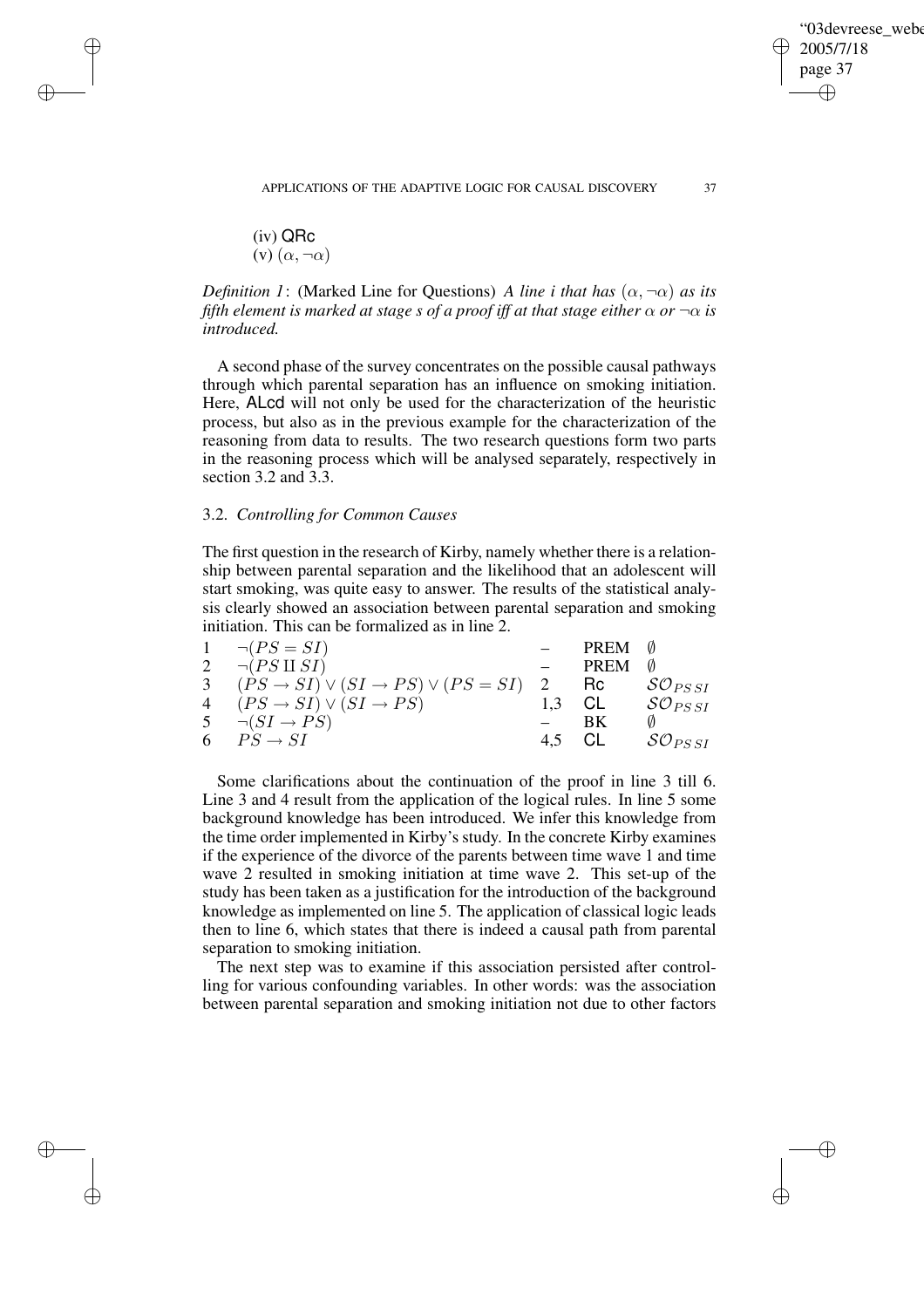(iv) QRc
(v) $(\alpha, \neg\alpha)$

*Definition 1*: (Marked Line for Questions) *A line i that has $(\alpha, \neg\alpha)$ as its fifth element is marked at stage s of a proof iff at that stage either $\alpha$ or $\neg\alpha$ is introduced.*

A second phase of the survey concentrates on the possible causal pathways through which parental separation has an influence on smoking initiation. Here, ALcd will not only be used for the characterization of the heuristic process, but also as in the previous example for the characterization of the reasoning from data to results. The two research questions form two parts in the reasoning process which will be analysed separately, respectively in section 3.2 and 3.3.

### 3.2. *Controlling for Common Causes*

The first question in the research of Kirby, namely whether there is a relationship between parental separation and the likelihood that an adolescent will start smoking, was quite easy to answer. The results of the statistical analysis clearly showed an association between parental separation and smoking initiation. This can be formalized as in line 2.

| | | | | |
|---|---|---|---|---|
| 1 | $\neg(PS = SI)$ | – | PREM | $\emptyset$ |
| 2 | $\neg(PS \amalg SI)$ | – | PREM | $\emptyset$ |
| 3 | $(PS \rightarrow SI) \vee (SI \rightarrow PS) \vee (PS = SI)$ | 2 | Rc | $\mathcal{SO}_{PS\,SI}$ |
| 4 | $(PS \rightarrow SI) \vee (SI \rightarrow PS)$ | 1,3 | CL | $\mathcal{SO}_{PS\,SI}$ |
| 5 | $\neg(SI \rightarrow PS)$ | – | BK | $\emptyset$ |
| 6 | $PS \rightarrow SI$ | 4,5 | CL | $\mathcal{SO}_{PS\,SI}$ |

Some clarifications about the continuation of the proof in line 3 till 6. Line 3 and 4 result from the application of the logical rules. In line 5 some background knowledge has been introduced. We infer this knowledge from the time order implemented in Kirby's study. In the concrete Kirby examines if the experience of the divorce of the parents between time wave 1 and time wave 2 resulted in smoking initiation at time wave 2. This set-up of the study has been taken as a justification for the introduction of the background knowledge as implemented on line 5. The application of classical logic leads then to line 6, which states that there is indeed a causal path from parental separation to smoking initiation.

The next step was to examine if this association persisted after controlling for various confounding variables. In other words: was the association between parental separation and smoking initiation not due to other factors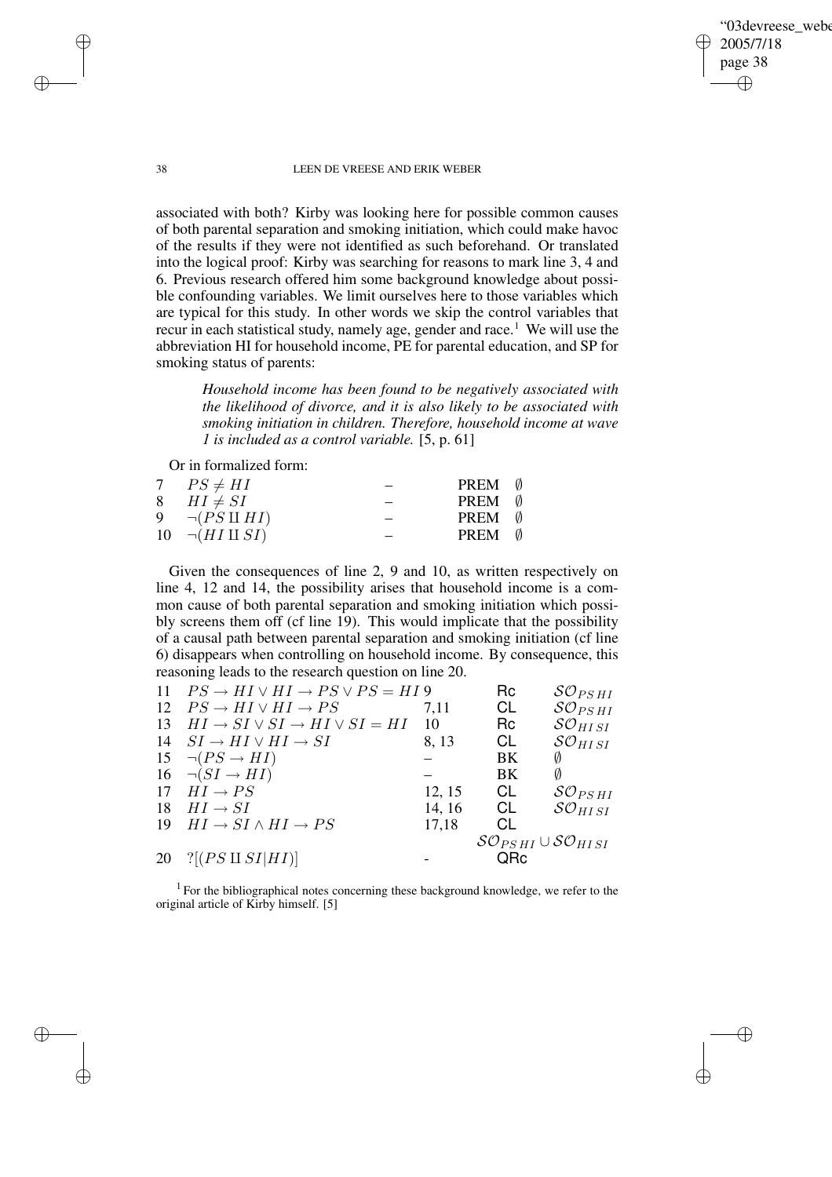associated with both? Kirby was looking here for possible common causes of both parental separation and smoking initiation, which could make havoc of the results if they were not identified as such beforehand. Or translated into the logical proof: Kirby was searching for reasons to mark line 3, 4 and 6. Previous research offered him some background knowledge about possible confounding variables. We limit ourselves here to those variables which are typical for this study. In other words we skip the control variables that recur in each statistical study, namely age, gender and race.[1] We will use the abbreviation HI for household income, PE for parental education, and SP for smoking status of parents:

> *Household income has been found to be negatively associated with the likelihood of divorce, and it is also likely to be associated with smoking initiation in children. Therefore, household income at wave 1 is included as a control variable.* [5, p. 61]

Or in formalized form:

| | | | | |
|---|---|---|---|---|
| 7 | $PS \neq HI$ | – | PREM | $\emptyset$ |
| 8 | $HI \neq SI$ | – | PREM | $\emptyset$ |
| 9 | $\neg(PS \amalg HI)$ | – | PREM | $\emptyset$ |
| 10 | $\neg(HI \amalg SI)$ | – | PREM | $\emptyset$ |

Given the consequences of line 2, 9 and 10, as written respectively on line 4, 12 and 14, the possibility arises that household income is a common cause of both parental separation and smoking initiation which possibly screens them off (cf line 19). This would implicate that the possibility of a causal path between parental separation and smoking initiation (cf line 6) disappears when controlling on household income. By consequence, this reasoning leads to the research question on line 20.

| | | | | |
|---|---|---|---|---|
| 11 | $PS \rightarrow HI \vee HI \rightarrow PS \vee PS = HI$ | 9 | Rc | $\mathcal{SO}_{PS\,HI}$ |
| 12 | $PS \rightarrow HI \vee HI \rightarrow PS$ | 7,11 | CL | $\mathcal{SO}_{PS\,HI}$ |
| 13 | $HI \rightarrow SI \vee SI \rightarrow HI \vee SI = HI$ | 10 | Rc | $\mathcal{SO}_{HI\,SI}$ |
| 14 | $SI \rightarrow HI \vee HI \rightarrow SI$ | 8, 13 | CL | $\mathcal{SO}_{HI\,SI}$ |
| 15 | $\neg(PS \rightarrow HI)$ | – | BK | $\emptyset$ |
| 16 | $\neg(SI \rightarrow HI)$ | – | BK | $\emptyset$ |
| 17 | $HI \rightarrow PS$ | 12, 15 | CL | $\mathcal{SO}_{PS\,HI}$ |
| 18 | $HI \rightarrow SI$ | 14, 16 | CL | $\mathcal{SO}_{HI\,SI}$ |
| 19 | $HI \rightarrow SI \wedge HI \rightarrow PS$ | 17,18 | CL | $\mathcal{SO}_{PS\,HI} \cup \mathcal{SO}_{HI\,SI}$ |
| 20 | $?[(PS \amalg SI \mid HI)]$ | - | QRc | |

[1] For the bibliographical notes concerning these background knowledge, we refer to the original article of Kirby himself. [5]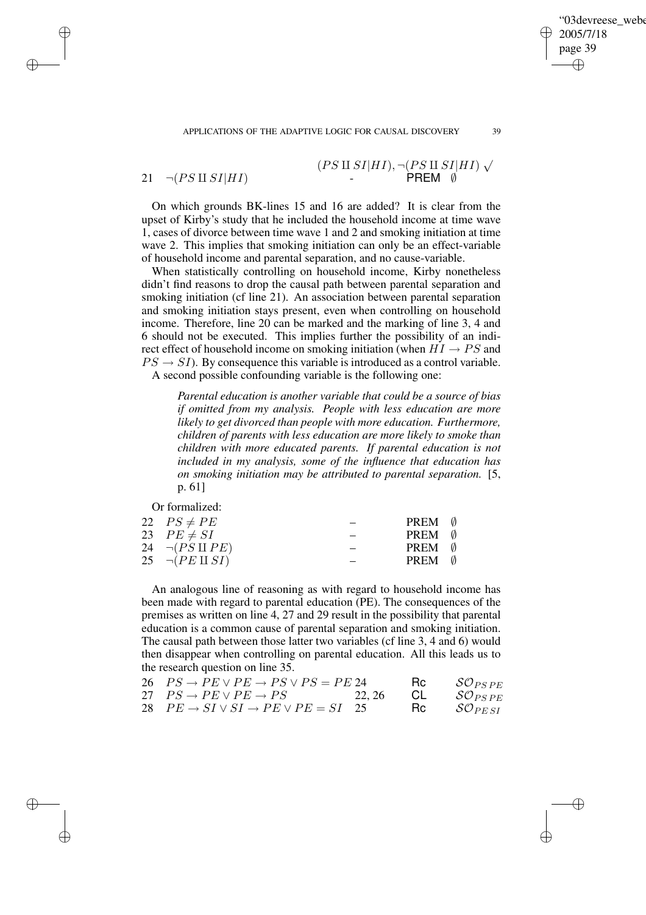| | | | | |
|---|---|---|---|---|
| 21 | $\neg(PS \amalg SI \| HI)$ | - | PREM | $\emptyset$ |

(The line 21 formula is preceded above by: $(PS \amalg SI|HI), \neg(PS \amalg SI|HI)$ ✓)

On which grounds BK-lines 15 and 16 are added? It is clear from the upset of Kirby's study that he included the household income at time wave 1, cases of divorce between time wave 1 and 2 and smoking initiation at time wave 2. This implies that smoking initiation can only be an effect-variable of household income and parental separation, and no cause-variable.

When statistically controlling on household income, Kirby nonetheless didn't find reasons to drop the causal path between parental separation and smoking initiation (cf line 21). An association between parental separation and smoking initiation stays present, even when controlling on household income. Therefore, line 20 can be marked and the marking of line 3, 4 and 6 should not be executed. This implies further the possibility of an indirect effect of household income on smoking initiation (when $HI \rightarrow PS$ and $PS \rightarrow SI$). By consequence this variable is introduced as a control variable.

A second possible confounding variable is the following one:

> *Parental education is another variable that could be a source of bias if omitted from my analysis. People with less education are more likely to get divorced than people with more education. Furthermore, children of parents with less education are more likely to smoke than children with more educated parents. If parental education is not included in my analysis, some of the influence that education has on smoking initiation may be attributed to parental separation.* [5, p. 61]

Or formalized:

| | | | | |
|---|---|---|---|---|
| 22 | $PS \neq PE$ | – | PREM | $\emptyset$ |
| 23 | $PE \neq SI$ | – | PREM | $\emptyset$ |
| 24 | $\neg(PS \amalg PE)$ | – | PREM | $\emptyset$ |
| 25 | $\neg(PE \amalg SI)$ | – | PREM | $\emptyset$ |

An analogous line of reasoning as with regard to household income has been made with regard to parental education (PE). The consequences of the premises as written on line 4, 27 and 29 result in the possibility that parental education is a common cause of parental separation and smoking initiation. The causal path between those latter two variables (cf line 3, 4 and 6) would then disappear when controlling on parental education. All this leads us to the research question on line 35.

| | | | | |
|---|---|---|---|---|
| 26 | $PS \rightarrow PE \vee PE \rightarrow PS \vee PS = PE$ | 24 | Rc | $\mathcal{SO}_{PS\,PE}$ |
| 27 | $PS \rightarrow PE \vee PE \rightarrow PS$ | 22, 26 | CL | $\mathcal{SO}_{PS\,PE}$ |
| 28 | $PE \rightarrow SI \vee SI \rightarrow PE \vee PE = SI$ | 25 | Rc | $\mathcal{SO}_{PE\,SI}$ |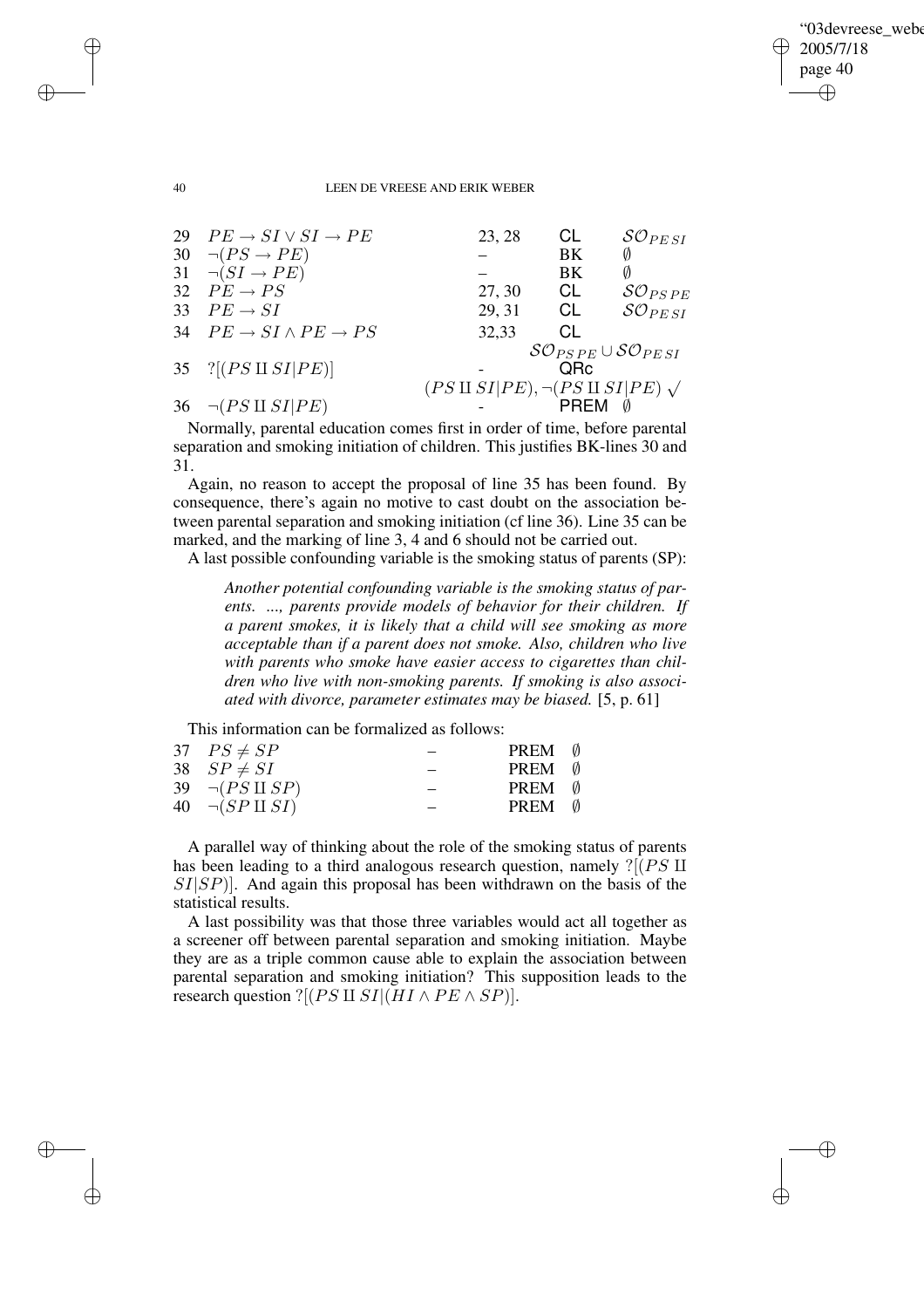| | | | | |
|---|---|---|---|---|
| 29 | $PE \rightarrow SI \vee SI \rightarrow PE$ | 23, 28 | CL | $\mathcal{SO}_{PE\,SI}$ |
| 30 | $\neg(PS \rightarrow PE)$ | – | BK | $\emptyset$ |
| 31 | $\neg(SI \rightarrow PE)$ | – | BK | $\emptyset$ |
| 32 | $PE \rightarrow PS$ | 27, 30 | CL | $\mathcal{SO}_{PS\,PE}$ |
| 33 | $PE \rightarrow SI$ | 29, 31 | CL | $\mathcal{SO}_{PE\,SI}$ |
| 34 | $PE \rightarrow SI \wedge PE \rightarrow PS$ | 32,33 | CL | $\mathcal{SO}_{PS\,PE} \cup \mathcal{SO}_{PE\,SI}$ |
| 35 | $?[(PS \amalg SI \vert PE)]$ | - | QRc | $(PS \amalg SI\vert PE), \neg(PS \amalg SI\vert PE)$ $\surd$ |
| 36 | $\neg(PS \amalg SI \vert PE)$ | - | PREM | $\emptyset$ |

Normally, parental education comes first in order of time, before parental separation and smoking initiation of children. This justifies BK-lines 30 and 31.

Again, no reason to accept the proposal of line 35 has been found. By consequence, there's again no motive to cast doubt on the association between parental separation and smoking initiation (cf line 36). Line 35 can be marked, and the marking of line 3, 4 and 6 should not be carried out.

A last possible confounding variable is the smoking status of parents (SP):

> *Another potential confounding variable is the smoking status of parents. ..., parents provide models of behavior for their children. If a parent smokes, it is likely that a child will see smoking as more acceptable than if a parent does not smoke. Also, children who live with parents who smoke have easier access to cigarettes than children who live with non-smoking parents. If smoking is also associated with divorce, parameter estimates may be biased.* [5, p. 61]

This information can be formalized as follows:

| | | | | |
|---|---|---|---|---|
| 37 | $PS \neq SP$ | – | PREM | $\emptyset$ |
| 38 | $SP \neq SI$ | – | PREM | $\emptyset$ |
| 39 | $\neg(PS \amalg SP)$ | – | PREM | $\emptyset$ |
| 40 | $\neg(SP \amalg SI)$ | – | PREM | $\emptyset$ |

A parallel way of thinking about the role of the smoking status of parents has been leading to a third analogous research question, namely $?[(PS \amalg SI|SP)]$. And again this proposal has been withdrawn on the basis of the statistical results.

A last possibility was that those three variables would act all together as a screener off between parental separation and smoking initiation. Maybe they are as a triple common cause able to explain the association between parental separation and smoking initiation? This supposition leads to the research question $?[(PS \amalg SI|(HI \wedge PE \wedge SP)]$.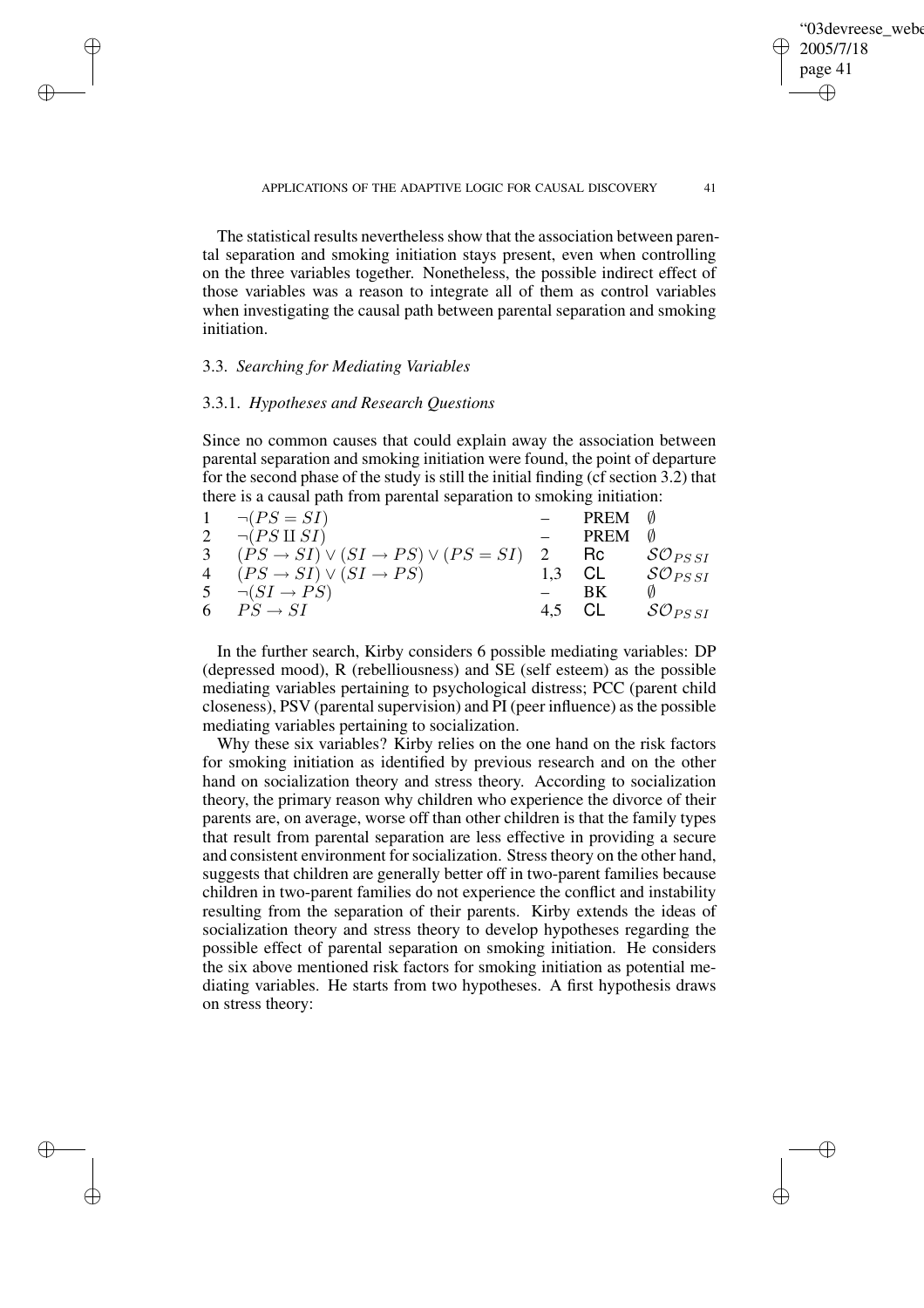The statistical results nevertheless show that the association between parental separation and smoking initiation stays present, even when controlling on the three variables together. Nonetheless, the possible indirect effect of those variables was a reason to integrate all of them as control variables when investigating the causal path between parental separation and smoking initiation.

### 3.3. *Searching for Mediating Variables*

#### 3.3.1. *Hypotheses and Research Questions*

Since no common causes that could explain away the association between parental separation and smoking initiation were found, the point of departure for the second phase of the study is still the initial finding (cf section 3.2) that there is a causal path from parental separation to smoking initiation:

| | | | | |
|---|---|---|---|---|
| 1 | $\neg(PS = SI)$ | – | PREM | $\emptyset$ |
| 2 | $\neg(PS \amalg SI)$ | – | PREM | $\emptyset$ |
| 3 | $(PS \to SI) \vee (SI \to PS) \vee (PS = SI)$ | 2 | Rc | $\mathcal{SO}_{PS\,SI}$ |
| 4 | $(PS \to SI) \vee (SI \to PS)$ | 1,3 | CL | $\mathcal{SO}_{PS\,SI}$ |
| 5 | $\neg(SI \to PS)$ | – | BK | $\emptyset$ |
| 6 | $PS \to SI$ | 4,5 | CL | $\mathcal{SO}_{PS\,SI}$ |

In the further search, Kirby considers 6 possible mediating variables: DP (depressed mood), R (rebelliousness) and SE (self esteem) as the possible mediating variables pertaining to psychological distress; PCC (parent child closeness), PSV (parental supervision) and PI (peer influence) as the possible mediating variables pertaining to socialization.

Why these six variables? Kirby relies on the one hand on the risk factors for smoking initiation as identified by previous research and on the other hand on socialization theory and stress theory. According to socialization theory, the primary reason why children who experience the divorce of their parents are, on average, worse off than other children is that the family types that result from parental separation are less effective in providing a secure and consistent environment for socialization. Stress theory on the other hand, suggests that children are generally better off in two-parent families because children in two-parent families do not experience the conflict and instability resulting from the separation of their parents. Kirby extends the ideas of socialization theory and stress theory to develop hypotheses regarding the possible effect of parental separation on smoking initiation. He considers the six above mentioned risk factors for smoking initiation as potential mediating variables. He starts from two hypotheses. A first hypothesis draws on stress theory: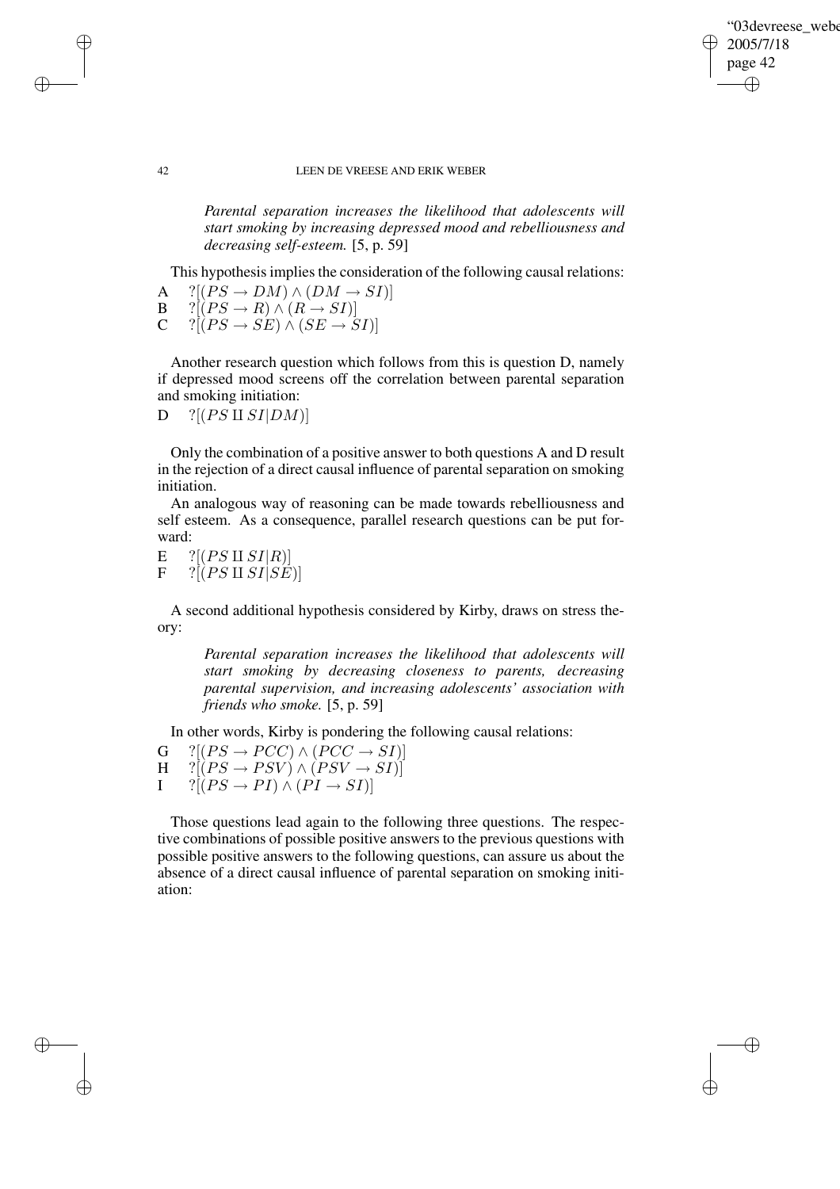*Parental separation increases the likelihood that adolescents will start smoking by increasing depressed mood and rebelliousness and decreasing self-esteem.* [5, p. 59]

This hypothesis implies the consideration of the following causal relations:

A $?[(PS \rightarrow DM) \wedge (DM \rightarrow SI)]$
B $?[(PS \rightarrow R) \wedge (R \rightarrow SI)]$
C $?[(PS \rightarrow SE) \wedge (SE \rightarrow SI)]$

Another research question which follows from this is question D, namely if depressed mood screens off the correlation between parental separation and smoking initiation:

D $?[(PS \amalg SI|DM)]$

Only the combination of a positive answer to both questions A and D result in the rejection of a direct causal influence of parental separation on smoking initiation.

An analogous way of reasoning can be made towards rebelliousness and self esteem. As a consequence, parallel research questions can be put forward:

E $?[(PS \amalg SI|R)]$
F $?[(PS \amalg SI|SE)]$

A second additional hypothesis considered by Kirby, draws on stress theory:

*Parental separation increases the likelihood that adolescents will start smoking by decreasing closeness to parents, decreasing parental supervision, and increasing adolescents' association with friends who smoke.* [5, p. 59]

In other words, Kirby is pondering the following causal relations:

G $?[(PS \rightarrow PCC) \wedge (PCC \rightarrow SI)]$
H $?[(PS \rightarrow PSV) \wedge (PSV \rightarrow SI)]$
I $?[(PS \rightarrow PI) \wedge (PI \rightarrow SI)]$

Those questions lead again to the following three questions. The respective combinations of possible positive answers to the previous questions with possible positive answers to the following questions, can assure us about the absence of a direct causal influence of parental separation on smoking initiation: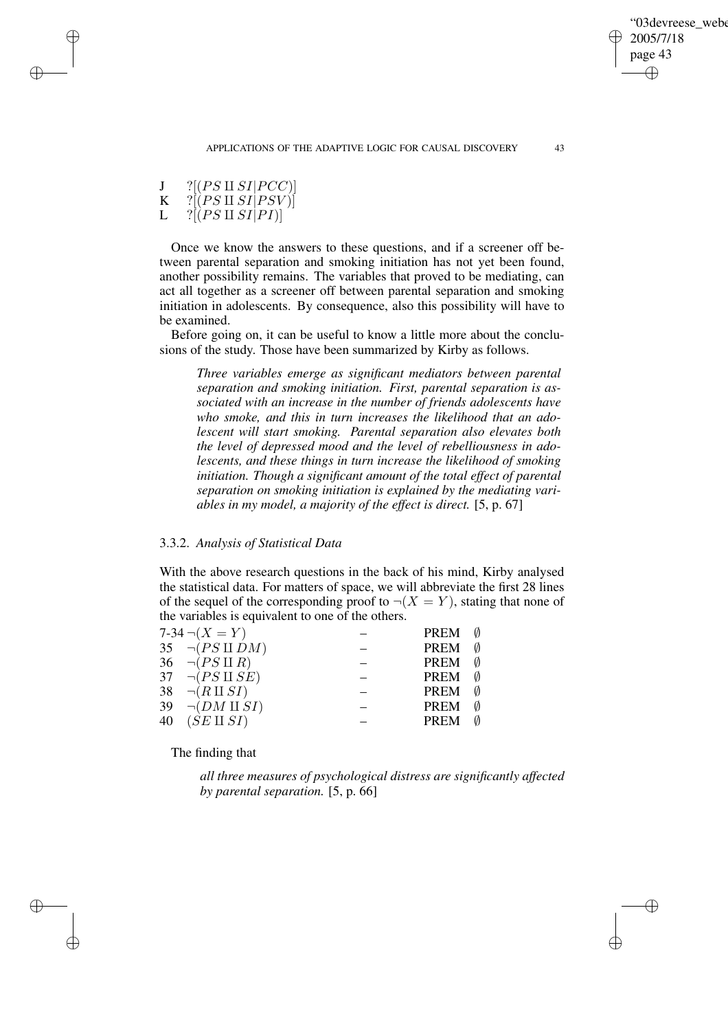J $?[(PS \amalg SI|PCC)]$
K $?[(PS \amalg SI|PSV)]$
L $?[(PS \amalg SI|PI)]$

Once we know the answers to these questions, and if a screener off between parental separation and smoking initiation has not yet been found, another possibility remains. The variables that proved to be mediating, can act all together as a screener off between parental separation and smoking initiation in adolescents. By consequence, also this possibility will have to be examined.

Before going on, it can be useful to know a little more about the conclusions of the study. Those have been summarized by Kirby as follows.

> *Three variables emerge as significant mediators between parental separation and smoking initiation. First, parental separation is associated with an increase in the number of friends adolescents have who smoke, and this in turn increases the likelihood that an adolescent will start smoking. Parental separation also elevates both the level of depressed mood and the level of rebelliousness in adolescents, and these things in turn increase the likelihood of smoking initiation. Though a significant amount of the total effect of parental separation on smoking initiation is explained by the mediating variables in my model, a majority of the effect is direct.* [5, p. 67]

### 3.3.2. *Analysis of Statistical Data*

With the above research questions in the back of his mind, Kirby analysed the statistical data. For matters of space, we will abbreviate the first 28 lines of the sequel of the corresponding proof to $\neg(X = Y)$, stating that none of the variables is equivalent to one of the others.

| | | | | |
|---|---|---|---|---|
| 7-34 | $\neg(X = Y)$ | – | PREM | $\emptyset$ |
| 35 | $\neg(PS \amalg DM)$ | – | PREM | $\emptyset$ |
| 36 | $\neg(PS \amalg R)$ | – | PREM | $\emptyset$ |
| 37 | $\neg(PS \amalg SE)$ | – | PREM | $\emptyset$ |
| 38 | $\neg(R \amalg SI)$ | – | PREM | $\emptyset$ |
| 39 | $\neg(DM \amalg SI)$ | – | PREM | $\emptyset$ |
| 40 | $(SE \amalg SI)$ | – | PREM | $\emptyset$ |

The finding that

> *all three measures of psychological distress are significantly affected by parental separation.* [5, p. 66]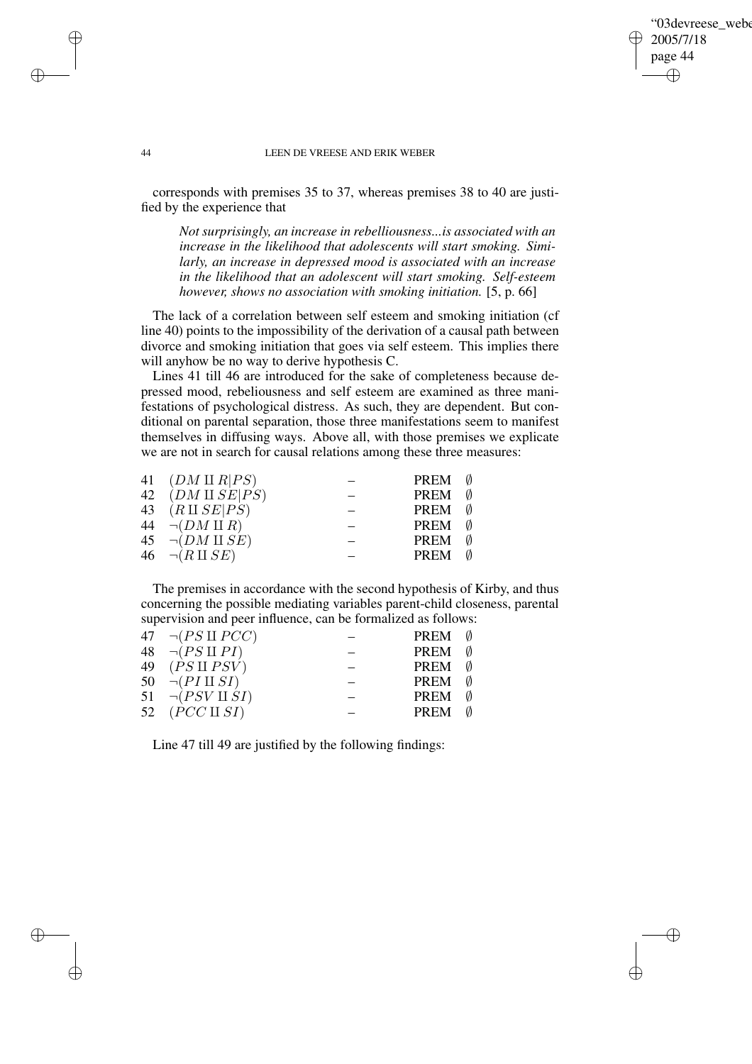corresponds with premises 35 to 37, whereas premises 38 to 40 are justified by the experience that

> *Not surprisingly, an increase in rebelliousness...is associated with an increase in the likelihood that adolescents will start smoking. Similarly, an increase in depressed mood is associated with an increase in the likelihood that an adolescent will start smoking. Self-esteem however, shows no association with smoking initiation.* [5, p. 66]

The lack of a correlation between self esteem and smoking initiation (cf line 40) points to the impossibility of the derivation of a causal path between divorce and smoking initiation that goes via self esteem. This implies there will anyhow be no way to derive hypothesis C.

Lines 41 till 46 are introduced for the sake of completeness because depressed mood, rebeliousness and self esteem are examined as three manifestations of psychological distress. As such, they are dependent. But conditional on parental separation, those three manifestations seem to manifest themselves in diffusing ways. Above all, with those premises we explicate we are not in search for causal relations among these three measures:

| | | | | |
|---|---|---|---|---|
| 41 | $(DM \amalg R\|PS)$ | – | PREM | $\emptyset$ |
| 42 | $(DM \amalg SE\|PS)$ | – | PREM | $\emptyset$ |
| 43 | $(R \amalg SE\|PS)$ | – | PREM | $\emptyset$ |
| 44 | $\neg(DM \amalg R)$ | – | PREM | $\emptyset$ |
| 45 | $\neg(DM \amalg SE)$ | – | PREM | $\emptyset$ |
| 46 | $\neg(R \amalg SE)$ | – | PREM | $\emptyset$ |

The premises in accordance with the second hypothesis of Kirby, and thus concerning the possible mediating variables parent-child closeness, parental supervision and peer influence, can be formalized as follows:

| | | | | |
|---|---|---|---|---|
| 47 | $\neg(PS \amalg PCC)$ | – | PREM | $\emptyset$ |
| 48 | $\neg(PS \amalg PI)$ | – | PREM | $\emptyset$ |
| 49 | $(PS \amalg PSV)$ | – | PREM | $\emptyset$ |
| 50 | $\neg(PI \amalg SI)$ | – | PREM | $\emptyset$ |
| 51 | $\neg(PSV \amalg SI)$ | – | PREM | $\emptyset$ |
| 52 | $(PCC \amalg SI)$ | – | PREM | $\emptyset$ |

Line 47 till 49 are justified by the following findings: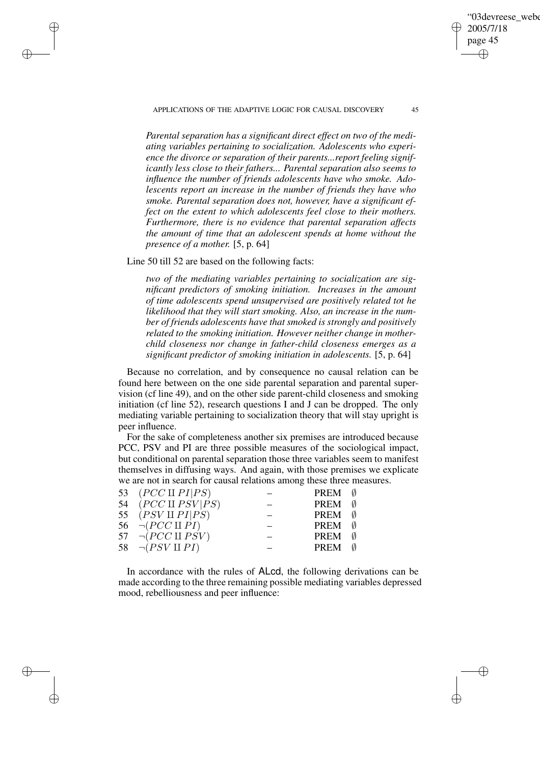*Parental separation has a significant direct effect on two of the mediating variables pertaining to socialization. Adolescents who experience the divorce or separation of their parents...report feeling significantly less close to their fathers... Parental separation also seems to influence the number of friends adolescents have who smoke. Adolescents report an increase in the number of friends they have who smoke. Parental separation does not, however, have a significant effect on the extent to which adolescents feel close to their mothers. Furthermore, there is no evidence that parental separation affects the amount of time that an adolescent spends at home without the presence of a mother.* [5, p. 64]

Line 50 till 52 are based on the following facts:

*two of the mediating variables pertaining to socialization are significant predictors of smoking initiation. Increases in the amount of time adolescents spend unsupervised are positively related tot he likelihood that they will start smoking. Also, an increase in the number of friends adolescents have that smoked is strongly and positively related to the smoking initiation. However neither change in mother-child closeness nor change in father-child closeness emerges as a significant predictor of smoking initiation in adolescents.* [5, p. 64]

Because no correlation, and by consequence no causal relation can be found here between on the one side parental separation and parental supervision (cf line 49), and on the other side parent-child closeness and smoking initiation (cf line 52), research questions I and J can be dropped. The only mediating variable pertaining to socialization theory that will stay upright is peer influence.

For the sake of completeness another six premises are introduced because PCC, PSV and PI are three possible measures of the sociological impact, but conditional on parental separation those three variables seem to manifest themselves in diffusing ways. And again, with those premises we explicate we are not in search for causal relations among these three measures.

| | | | | |
|---|---|---|---|---|
| 53 | $(PCC \amalg PI \vert PS)$ | – | PREM | $\emptyset$ |
| 54 | $(PCC \amalg PSV \vert PS)$ | – | PREM | $\emptyset$ |
| 55 | $(PSV \amalg PI \vert PS)$ | – | PREM | $\emptyset$ |
| 56 | $\neg(PCC \amalg PI)$ | – | PREM | $\emptyset$ |
| 57 | $\neg(PCC \amalg PSV)$ | – | PREM | $\emptyset$ |
| 58 | $\neg(PSV \amalg PI)$ | – | PREM | $\emptyset$ |

In accordance with the rules of ALcd, the following derivations can be made according to the three remaining possible mediating variables depressed mood, rebelliousness and peer influence: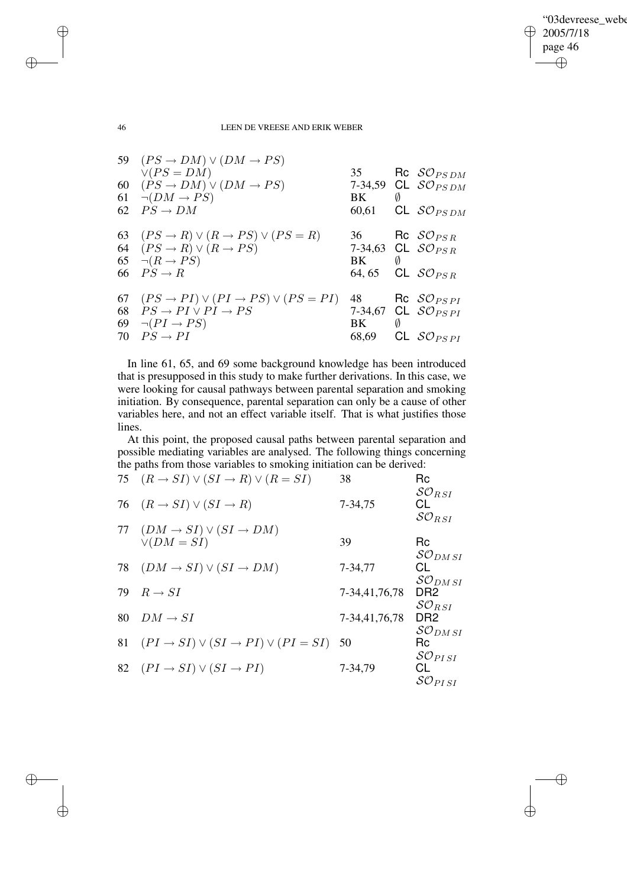| | | | |
|---|---|---|---|
| 59 | $(PS \to DM) \vee (DM \to PS)$ $\vee (PS = DM)$ | 35 | Rc $\mathcal{SO}_{PS\,DM}$ |
| 60 | $(PS \to DM) \vee (DM \to PS)$ | 7-34,59 | CL $\mathcal{SO}_{PS\,DM}$ |
| 61 | $\neg(DM \to PS)$ | BK | $\emptyset$ |
| 62 | $PS \to DM$ | 60,61 | CL $\mathcal{SO}_{PS\,DM}$ |
| 63 | $(PS \to R) \vee (R \to PS) \vee (PS = R)$ | 36 | Rc $\mathcal{SO}_{PS\,R}$ |
| 64 | $(PS \to R) \vee (R \to PS)$ | 7-34,63 | CL $\mathcal{SO}_{PS\,R}$ |
| 65 | $\neg(R \to PS)$ | BK | $\emptyset$ |
| 66 | $PS \to R$ | 64, 65 | CL $\mathcal{SO}_{PS\,R}$ |
| 67 | $(PS \to PI) \vee (PI \to PS) \vee (PS = PI)$ | 48 | Rc $\mathcal{SO}_{PS\,PI}$ |
| 68 | $PS \to PI \vee PI \to PS$ | 7-34,67 | CL $\mathcal{SO}_{PS\,PI}$ |
| 69 | $\neg(PI \to PS)$ | BK | $\emptyset$ |
| 70 | $PS \to PI$ | 68,69 | CL $\mathcal{SO}_{PS\,PI}$ |

In line 61, 65, and 69 some background knowledge has been introduced that is presupposed in this study to make further derivations. In this case, we were looking for causal pathways between parental separation and smoking initiation. By consequence, parental separation can only be a cause of other variables here, and not an effect variable itself. That is what justifies those lines.

At this point, the proposed causal paths between parental separation and possible mediating variables are analysed. The following things concerning the paths from those variables to smoking initiation can be derived:

| | | | |
|---|---|---|---|
| 75 | $(R \to SI) \vee (SI \to R) \vee (R = SI)$ | 38 | Rc $\mathcal{SO}_{R\,SI}$ |
| 76 | $(R \to SI) \vee (SI \to R)$ | 7-34,75 | CL $\mathcal{SO}_{R\,SI}$ |
| 77 | $(DM \to SI) \vee (SI \to DM)$ $\vee (DM = SI)$ | 39 | Rc $\mathcal{SO}_{DM\,SI}$ |
| 78 | $(DM \to SI) \vee (SI \to DM)$ | 7-34,77 | CL $\mathcal{SO}_{DM\,SI}$ |
| 79 | $R \to SI$ | 7-34,41,76,78 | DR2 $\mathcal{SO}_{R\,SI}$ |
| 80 | $DM \to SI$ | 7-34,41,76,78 | DR2 $\mathcal{SO}_{DM\,SI}$ |
| 81 | $(PI \to SI) \vee (SI \to PI) \vee (PI = SI)$ | 50 | Rc $\mathcal{SO}_{PI\,SI}$ |
| 82 | $(PI \to SI) \vee (SI \to PI)$ | 7-34,79 | CL $\mathcal{SO}_{PI\,SI}$ |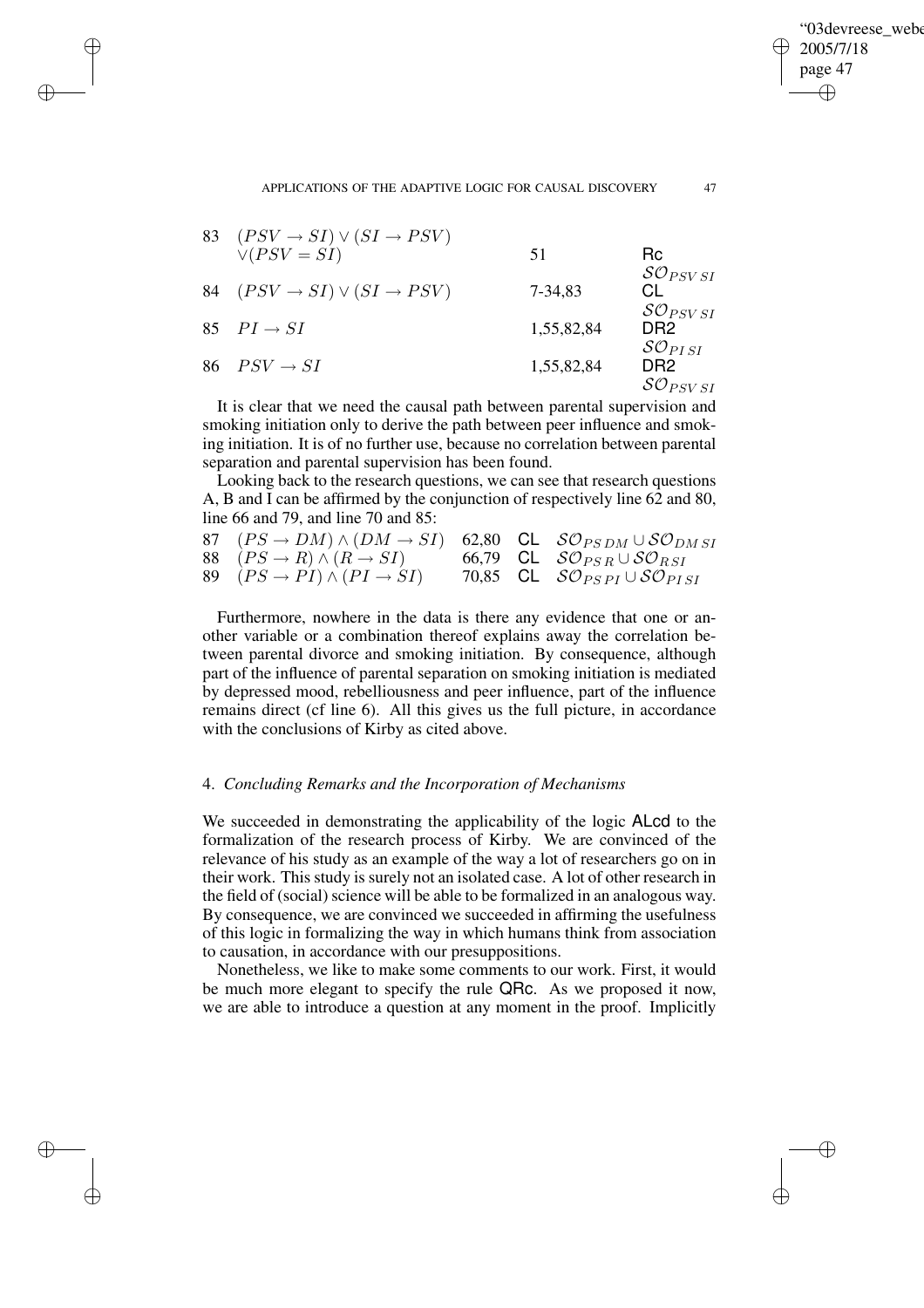| | | | |
|---|---|---|---|
| 83 | $(PSV \to SI) \vee (SI \to PSV)$ $\vee (PSV = SI)$ | 51 | Rc $\mathcal{SO}_{PSV\,SI}$ |
| 84 | $(PSV \to SI) \vee (SI \to PSV)$ | 7-34,83 | CL $\mathcal{SO}_{PSV\,SI}$ |
| 85 | $PI \to SI$ | 1,55,82,84 | DR2 $\mathcal{SO}_{PI\,SI}$ |
| 86 | $PSV \to SI$ | 1,55,82,84 | DR2 $\mathcal{SO}_{PSV\,SI}$ |

It is clear that we need the causal path between parental supervision and smoking initiation only to derive the path between peer influence and smoking initiation. It is of no further use, because no correlation between parental separation and parental supervision has been found.

Looking back to the research questions, we can see that research questions A, B and I can be affirmed by the conjunction of respectively line 62 and 80, line 66 and 79, and line 70 and 85:

| | | | | |
|---|---|---|---|---|
| 87 | $(PS \to DM) \wedge (DM \to SI)$ | 62,80 | CL | $\mathcal{SO}_{PS\,DM} \cup \mathcal{SO}_{DM\,SI}$ |
| 88 | $(PS \to R) \wedge (R \to SI)$ | 66,79 | CL | $\mathcal{SO}_{PS\,R} \cup \mathcal{SO}_{R\,SI}$ |
| 89 | $(PS \to PI) \wedge (PI \to SI)$ | 70,85 | CL | $\mathcal{SO}_{PS\,PI} \cup \mathcal{SO}_{PI\,SI}$ |

Furthermore, nowhere in the data is there any evidence that one or another variable or a combination thereof explains away the correlation between parental divorce and smoking initiation. By consequence, although part of the influence of parental separation on smoking initiation is mediated by depressed mood, rebelliousness and peer influence, part of the influence remains direct (cf line 6). All this gives us the full picture, in accordance with the conclusions of Kirby as cited above.

## 4. *Concluding Remarks and the Incorporation of Mechanisms*

We succeeded in demonstrating the applicability of the logic ALcd to the formalization of the research process of Kirby. We are convinced of the relevance of his study as an example of the way a lot of researchers go on in their work. This study is surely not an isolated case. A lot of other research in the field of (social) science will be able to be formalized in an analogous way. By consequence, we are convinced we succeeded in affirming the usefulness of this logic in formalizing the way in which humans think from association to causation, in accordance with our presuppositions.

Nonetheless, we like to make some comments to our work. First, it would be much more elegant to specify the rule QRc. As we proposed it now, we are able to introduce a question at any moment in the proof. Implicitly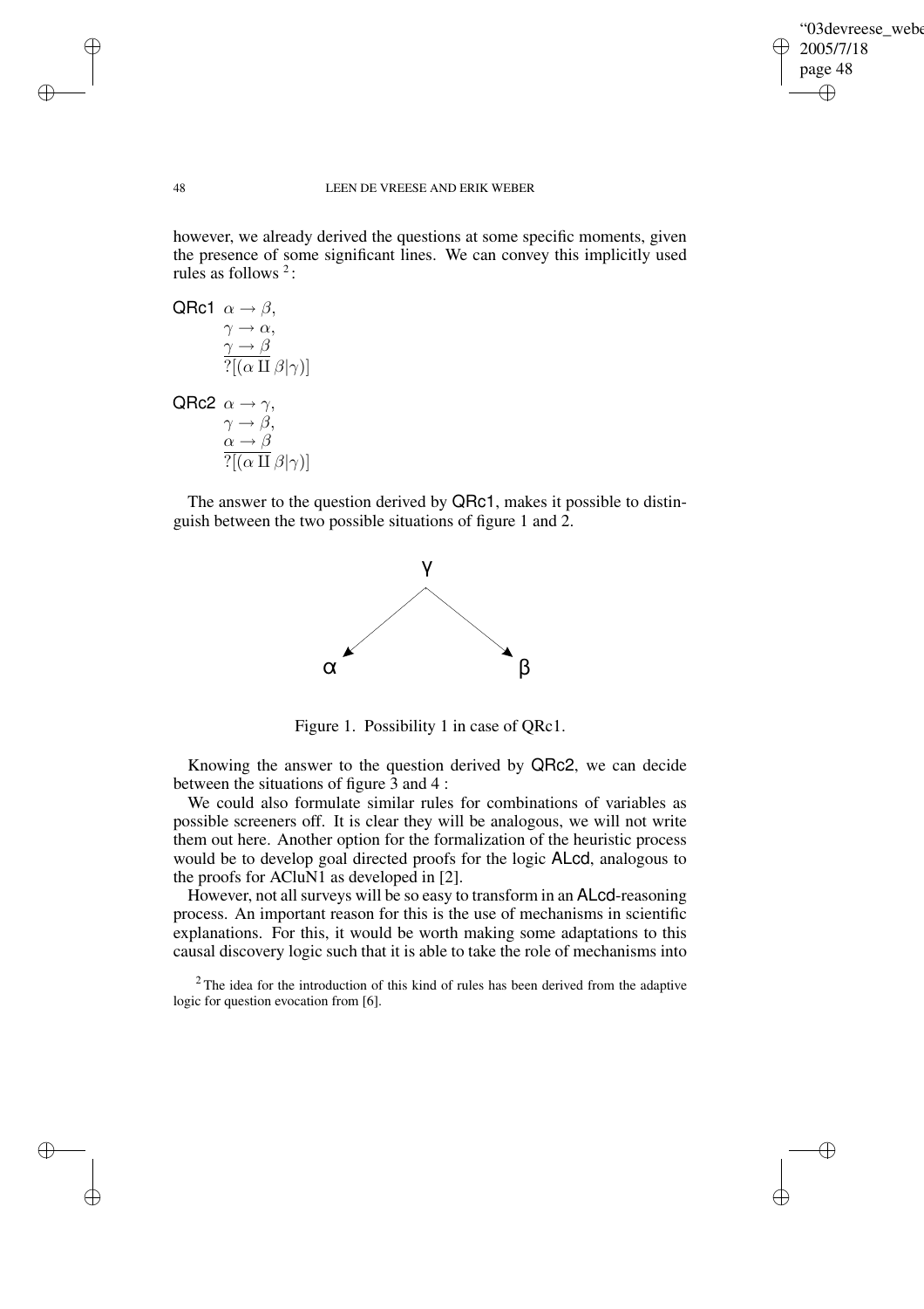however, we already derived the questions at some specific moments, given the presence of some significant lines. We can convey this implicitly used rules as follows [2]:

QRc1 
$$\frac{\alpha \to \beta, \quad \gamma \to \alpha, \quad \gamma \to \beta}{?[(\alpha\, \Pi\, \beta | \gamma)]}$$

QRc2 
$$\frac{\alpha \to \gamma, \quad \gamma \to \beta, \quad \alpha \to \beta}{?[(\alpha\, \Pi\, \beta | \gamma)]}$$

The answer to the question derived by QRc1, makes it possible to distinguish between the two possible situations of figure 1 and 2.

Figure 1. Possibility 1 in case of QRc1.

Knowing the answer to the question derived by QRc2, we can decide between the situations of figure 3 and 4 :

We could also formulate similar rules for combinations of variables as possible screeners off. It is clear they will be analogous, we will not write them out here. Another option for the formalization of the heuristic process would be to develop goal directed proofs for the logic ALcd, analogous to the proofs for ACluN1 as developed in [2].

However, not all surveys will be so easy to transform in an ALcd-reasoning process. An important reason for this is the use of mechanisms in scientific explanations. For this, it would be worth making some adaptations to this causal discovery logic such that it is able to take the role of mechanisms into

[2] The idea for the introduction of this kind of rules has been derived from the adaptive logic for question evocation from [6].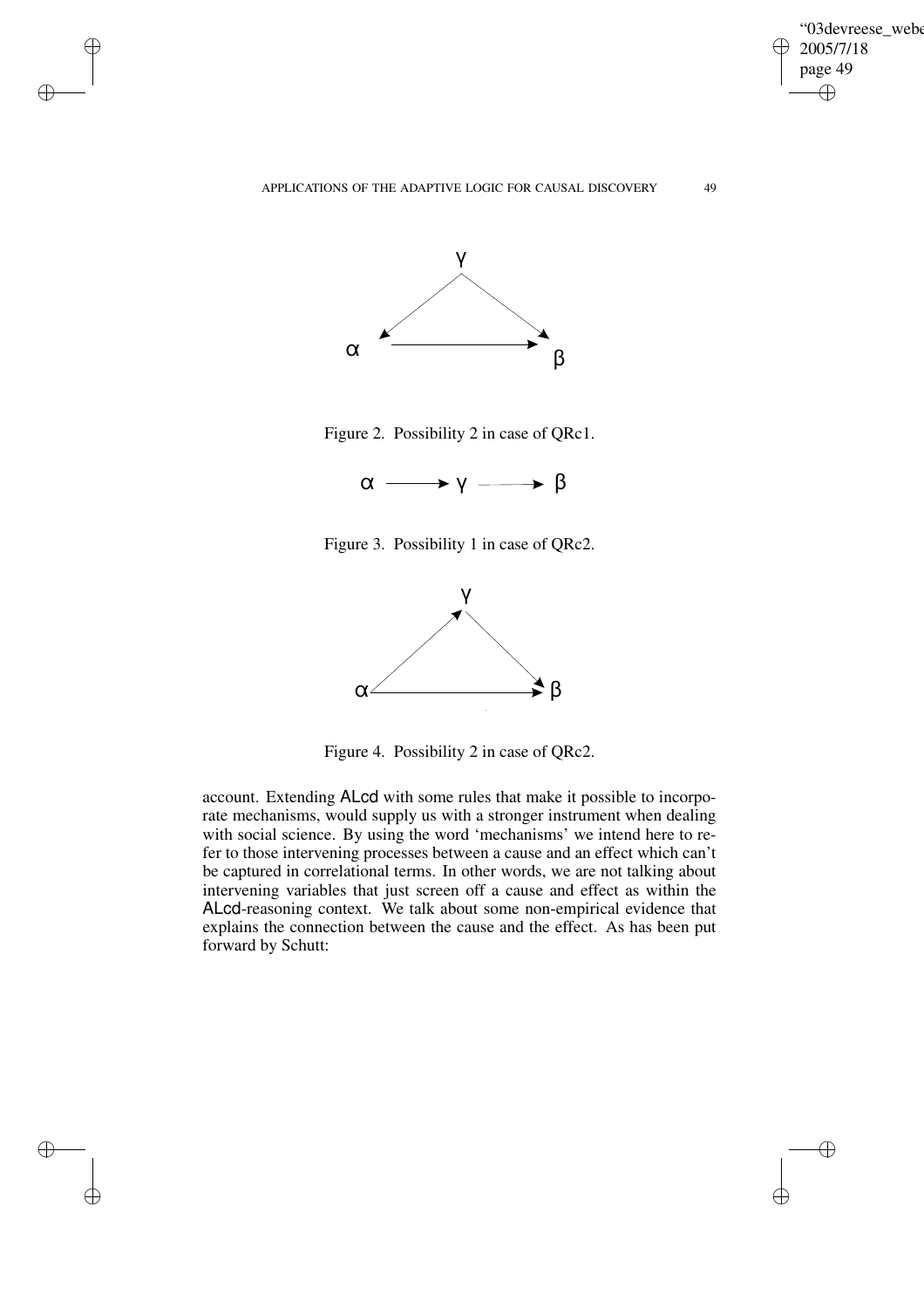Figure 2. Possibility 2 in case of QRc1.

Figure 3. Possibility 1 in case of QRc2.

Figure 4. Possibility 2 in case of QRc2.

account. Extending ALcd with some rules that make it possible to incorporate mechanisms, would supply us with a stronger instrument when dealing with social science. By using the word 'mechanisms' we intend here to refer to those intervening processes between a cause and an effect which can't be captured in correlational terms. In other words, we are not talking about intervening variables that just screen off a cause and effect as within the ALcd-reasoning context. We talk about some non-empirical evidence that explains the connection between the cause and the effect. As has been put forward by Schutt: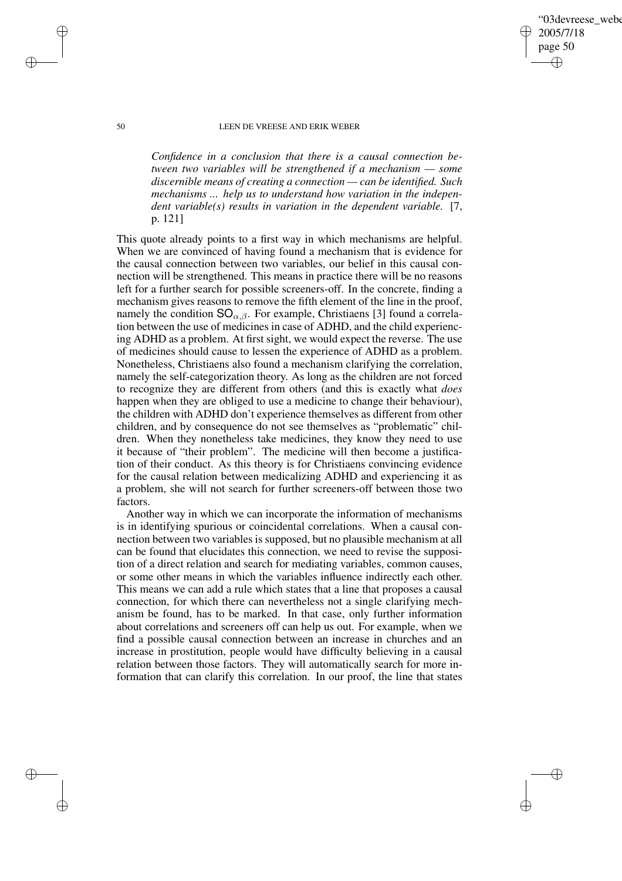*Confidence in a conclusion that there is a causal connection between two variables will be strengthened if a mechanism — some discernible means of creating a connection — can be identified. Such mechanisms ... help us to understand how variation in the independent variable(s) results in variation in the dependent variable.* [7, p. 121]

This quote already points to a first way in which mechanisms are helpful. When we are convinced of having found a mechanism that is evidence for the causal connection between two variables, our belief in this causal connection will be strengthened. This means in practice there will be no reasons left for a further search for possible screeners-off. In the concrete, finding a mechanism gives reasons to remove the fifth element of the line in the proof, namely the condition $\mathsf{SO}_{\alpha,\beta}$. For example, Christiaens [3] found a correlation between the use of medicines in case of ADHD, and the child experiencing ADHD as a problem. At first sight, we would expect the reverse. The use of medicines should cause to lessen the experience of ADHD as a problem. Nonetheless, Christiaens also found a mechanism clarifying the correlation, namely the self-categorization theory. As long as the children are not forced to recognize they are different from others (and this is exactly what *does* happen when they are obliged to use a medicine to change their behaviour), the children with ADHD don't experience themselves as different from other children, and by consequence do not see themselves as "problematic" children. When they nonetheless take medicines, they know they need to use it because of "their problem". The medicine will then become a justification of their conduct. As this theory is for Christiaens convincing evidence for the causal relation between medicalizing ADHD and experiencing it as a problem, she will not search for further screeners-off between those two factors.

Another way in which we can incorporate the information of mechanisms is in identifying spurious or coincidental correlations. When a causal connection between two variables is supposed, but no plausible mechanism at all can be found that elucidates this connection, we need to revise the supposition of a direct relation and search for mediating variables, common causes, or some other means in which the variables influence indirectly each other. This means we can add a rule which states that a line that proposes a causal connection, for which there can nevertheless not a single clarifying mechanism be found, has to be marked. In that case, only further information about correlations and screeners off can help us out. For example, when we find a possible causal connection between an increase in churches and an increase in prostitution, people would have difficulty believing in a causal relation between those factors. They will automatically search for more information that can clarify this correlation. In our proof, the line that states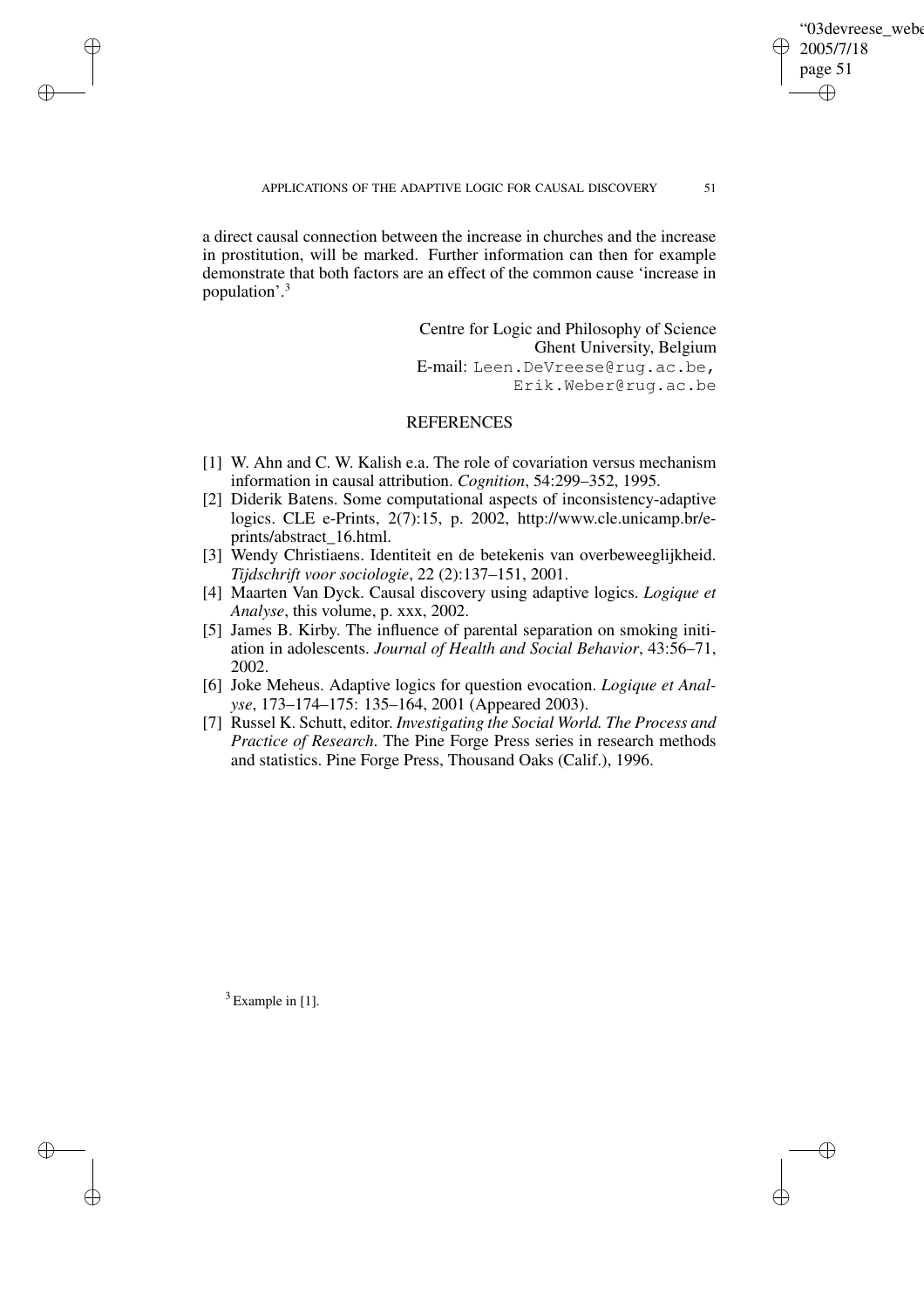a direct causal connection between the increase in churches and the increase in prostitution, will be marked. Further information can then for example demonstrate that both factors are an effect of the common cause 'increase in population'.[3]

Centre for Logic and Philosophy of Science
Ghent University, Belgium
E-mail: Leen.DeVreese@rug.ac.be,
Erik.Weber@rug.ac.be

## REFERENCES

[1] W. Ahn and C. W. Kalish e.a. The role of covariation versus mechanism information in causal attribution. *Cognition*, 54:299–352, 1995.

[2] Diderik Batens. Some computational aspects of inconsistency-adaptive logics. CLE e-Prints, 2(7):15, p. 2002, http://www.cle.unicamp.br/e-prints/abstract_16.html.

[3] Wendy Christiaens. Identiteit en de betekenis van overbeweeglijkheid. *Tijdschrift voor sociologie*, 22 (2):137–151, 2001.

[4] Maarten Van Dyck. Causal discovery using adaptive logics. *Logique et Analyse*, this volume, p. xxx, 2002.

[5] James B. Kirby. The influence of parental separation on smoking initiation in adolescents. *Journal of Health and Social Behavior*, 43:56–71, 2002.

[6] Joke Meheus. Adaptive logics for question evocation. *Logique et Analyse*, 173–174–175: 135–164, 2001 (Appeared 2003).

[7] Russel K. Schutt, editor. *Investigating the Social World. The Process and Practice of Research*. The Pine Forge Press series in research methods and statistics. Pine Forge Press, Thousand Oaks (Calif.), 1996.

[3] Example in [1].